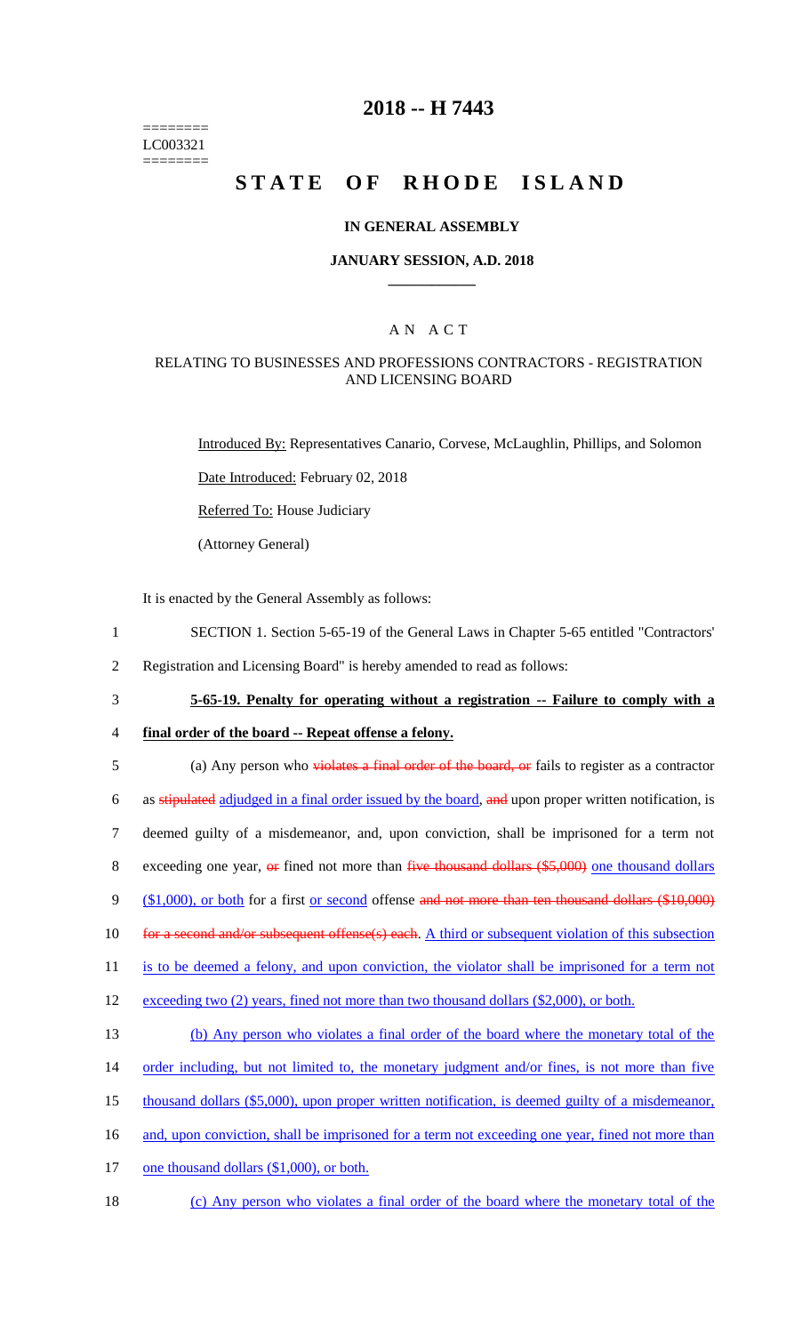========
LC003321
========

# 2018 -- H 7443

# STATE OF RHODE ISLAND

## IN GENERAL ASSEMBLY

### JANUARY SESSION, A.D. 2018

---

### A N A C T

### RELATING TO BUSINESSES AND PROFESSIONS CONTRACTORS - REGISTRATION AND LICENSING BOARD

Introduced By: Representatives Canario, Corvese, McLaughlin, Phillips, and Solomon

Date Introduced: February 02, 2018

Referred To: House Judiciary

(Attorney General)

It is enacted by the General Assembly as follows:

1 SECTION 1. Section 5-65-19 of the General Laws in Chapter 5-65 entitled "Contractors'
2 Registration and Licensing Board" is hereby amended to read as follows:

3 **5-65-19. Penalty for operating without a registration -- Failure to comply with a**
4 **final order of the board -- Repeat offense a felony.**

5 (a) Any person who ~~violates a final order of the board, or~~ fails to register as a contractor
6 as ~~stipulated~~ adjudged in a final order issued by the board, ~~and~~ upon proper written notification, is
7 deemed guilty of a misdemeanor, and, upon conviction, shall be imprisoned for a term not
8 exceeding one year, ~~or~~ fined not more than ~~five thousand dollars ($5,000)~~ one thousand dollars
9 ($1,000), or both for a first or second offense ~~and not more than ten thousand dollars ($10,000)~~
10 ~~for a second and/or subsequent offense(s) each~~. A third or subsequent violation of this subsection
11 is to be deemed a felony, and upon conviction, the violator shall be imprisoned for a term not
12 exceeding two (2) years, fined not more than two thousand dollars ($2,000), or both.

13 (b) Any person who violates a final order of the board where the monetary total of the
14 order including, but not limited to, the monetary judgment and/or fines, is not more than five
15 thousand dollars ($5,000), upon proper written notification, is deemed guilty of a misdemeanor,
16 and, upon conviction, shall be imprisoned for a term not exceeding one year, fined not more than
17 one thousand dollars ($1,000), or both.

18 (c) Any person who violates a final order of the board where the monetary total of the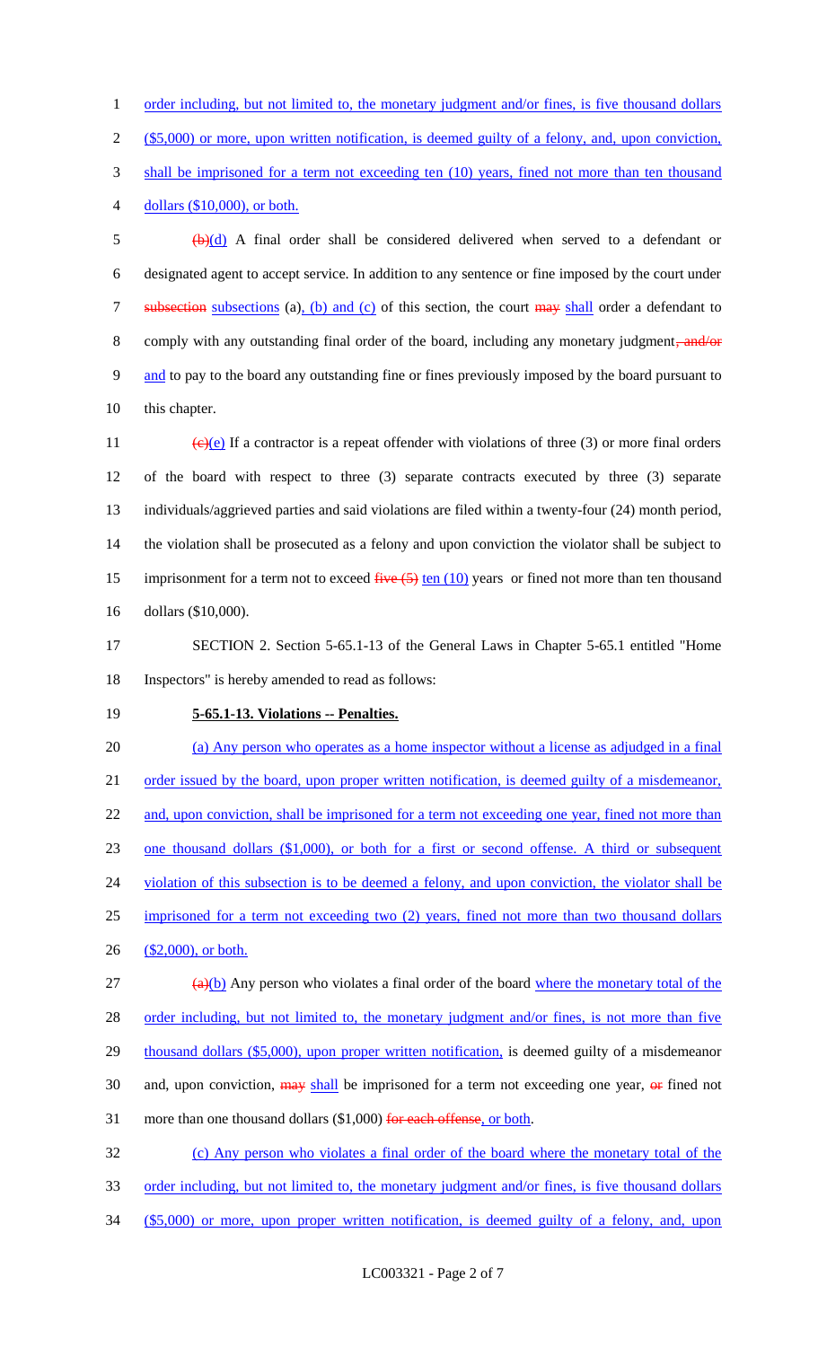order including, but not limited to, the monetary judgment and/or fines, is five thousand dollars ($5,000) or more, upon written notification, is deemed guilty of a felony, and, upon conviction, shall be imprisoned for a term not exceeding ten (10) years, fined not more than ten thousand dollars ($10,000), or both.

~~(b)~~(d) A final order shall be considered delivered when served to a defendant or designated agent to accept service. In addition to any sentence or fine imposed by the court under ~~subsection~~ subsections (a), (b) and (c) of this section, the court ~~may~~ shall order a defendant to comply with any outstanding final order of the board, including any monetary judgment~~, and/or~~ and to pay to the board any outstanding fine or fines previously imposed by the board pursuant to this chapter.

~~(c)~~(e) If a contractor is a repeat offender with violations of three (3) or more final orders of the board with respect to three (3) separate contracts executed by three (3) separate individuals/aggrieved parties and said violations are filed within a twenty-four (24) month period, the violation shall be prosecuted as a felony and upon conviction the violator shall be subject to imprisonment for a term not to exceed ~~five (5)~~ ten (10) years or fined not more than ten thousand dollars ($10,000).

SECTION 2. Section 5-65.1-13 of the General Laws in Chapter 5-65.1 entitled "Home Inspectors" is hereby amended to read as follows:

**5-65.1-13. Violations -- Penalties.**

(a) Any person who operates as a home inspector without a license as adjudged in a final order issued by the board, upon proper written notification, is deemed guilty of a misdemeanor, and, upon conviction, shall be imprisoned for a term not exceeding one year, fined not more than one thousand dollars ($1,000), or both for a first or second offense. A third or subsequent violation of this subsection is to be deemed a felony, and upon conviction, the violator shall be imprisoned for a term not exceeding two (2) years, fined not more than two thousand dollars ($2,000), or both.

~~(a)~~(b) Any person who violates a final order of the board where the monetary total of the order including, but not limited to, the monetary judgment and/or fines, is not more than five thousand dollars ($5,000), upon proper written notification, is deemed guilty of a misdemeanor and, upon conviction, ~~may~~ shall be imprisoned for a term not exceeding one year, ~~or~~ fined not more than one thousand dollars ($1,000) ~~for each offense~~, or both.

(c) Any person who violates a final order of the board where the monetary total of the order including, but not limited to, the monetary judgment and/or fines, is five thousand dollars ($5,000) or more, upon proper written notification, is deemed guilty of a felony, and, upon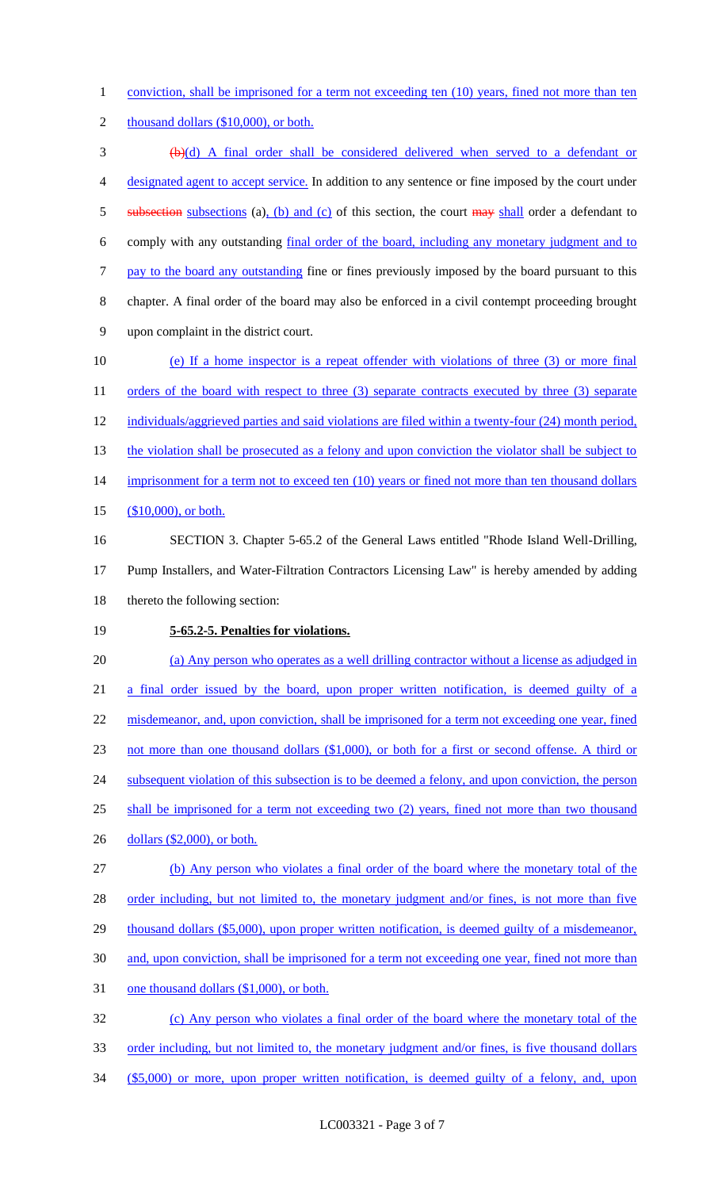conviction, shall be imprisoned for a term not exceeding ten (10) years, fined not more than ten thousand dollars ($10,000), or both.

~~(b)~~(d) A final order shall be considered delivered when served to a defendant or designated agent to accept service. In addition to any sentence or fine imposed by the court under ~~subsection~~ subsections (a), (b) and (c) of this section, the court ~~may~~ shall order a defendant to comply with any outstanding final order of the board, including any monetary judgment and to pay to the board any outstanding fine or fines previously imposed by the board pursuant to this chapter. A final order of the board may also be enforced in a civil contempt proceeding brought upon complaint in the district court.

(e) If a home inspector is a repeat offender with violations of three (3) or more final orders of the board with respect to three (3) separate contracts executed by three (3) separate individuals/aggrieved parties and said violations are filed within a twenty-four (24) month period, the violation shall be prosecuted as a felony and upon conviction the violator shall be subject to imprisonment for a term not to exceed ten (10) years or fined not more than ten thousand dollars ($10,000), or both.

SECTION 3. Chapter 5-65.2 of the General Laws entitled "Rhode Island Well-Drilling, Pump Installers, and Water-Filtration Contractors Licensing Law" is hereby amended by adding thereto the following section:

**5-65.2-5. Penalties for violations.**

(a) Any person who operates as a well drilling contractor without a license as adjudged in a final order issued by the board, upon proper written notification, is deemed guilty of a misdemeanor, and, upon conviction, shall be imprisoned for a term not exceeding one year, fined not more than one thousand dollars ($1,000), or both for a first or second offense. A third or subsequent violation of this subsection is to be deemed a felony, and upon conviction, the person shall be imprisoned for a term not exceeding two (2) years, fined not more than two thousand dollars ($2,000), or both.

(b) Any person who violates a final order of the board where the monetary total of the order including, but not limited to, the monetary judgment and/or fines, is not more than five thousand dollars ($5,000), upon proper written notification, is deemed guilty of a misdemeanor, and, upon conviction, shall be imprisoned for a term not exceeding one year, fined not more than one thousand dollars ($1,000), or both.

(c) Any person who violates a final order of the board where the monetary total of the order including, but not limited to, the monetary judgment and/or fines, is five thousand dollars ($5,000) or more, upon proper written notification, is deemed guilty of a felony, and, upon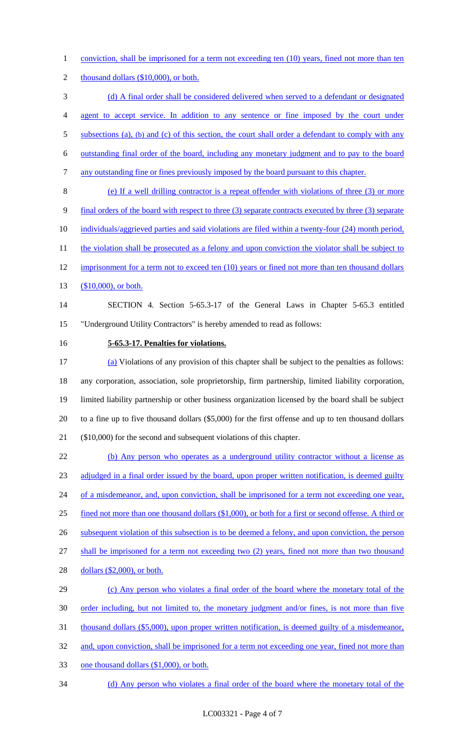conviction, shall be imprisoned for a term not exceeding ten (10) years, fined not more than ten thousand dollars ($10,000), or both.

(d) A final order shall be considered delivered when served to a defendant or designated agent to accept service. In addition to any sentence or fine imposed by the court under subsections (a), (b) and (c) of this section, the court shall order a defendant to comply with any outstanding final order of the board, including any monetary judgment and to pay to the board any outstanding fine or fines previously imposed by the board pursuant to this chapter.

(e) If a well drilling contractor is a repeat offender with violations of three (3) or more final orders of the board with respect to three (3) separate contracts executed by three (3) separate individuals/aggrieved parties and said violations are filed within a twenty-four (24) month period, the violation shall be prosecuted as a felony and upon conviction the violator shall be subject to imprisonment for a term not to exceed ten (10) years or fined not more than ten thousand dollars ($10,000), or both.

SECTION 4. Section 5-65.3-17 of the General Laws in Chapter 5-65.3 entitled "Underground Utility Contractors" is hereby amended to read as follows:

**5-65.3-17. Penalties for violations.**

(a) Violations of any provision of this chapter shall be subject to the penalties as follows: any corporation, association, sole proprietorship, firm partnership, limited liability corporation, limited liability partnership or other business organization licensed by the board shall be subject to a fine up to five thousand dollars ($5,000) for the first offense and up to ten thousand dollars ($10,000) for the second and subsequent violations of this chapter.

(b) Any person who operates as a underground utility contractor without a license as adjudged in a final order issued by the board, upon proper written notification, is deemed guilty of a misdemeanor, and, upon conviction, shall be imprisoned for a term not exceeding one year, fined not more than one thousand dollars ($1,000), or both for a first or second offense. A third or subsequent violation of this subsection is to be deemed a felony, and upon conviction, the person shall be imprisoned for a term not exceeding two (2) years, fined not more than two thousand dollars ($2,000), or both.

(c) Any person who violates a final order of the board where the monetary total of the order including, but not limited to, the monetary judgment and/or fines, is not more than five thousand dollars ($5,000), upon proper written notification, is deemed guilty of a misdemeanor, and, upon conviction, shall be imprisoned for a term not exceeding one year, fined not more than one thousand dollars ($1,000), or both.

(d) Any person who violates a final order of the board where the monetary total of the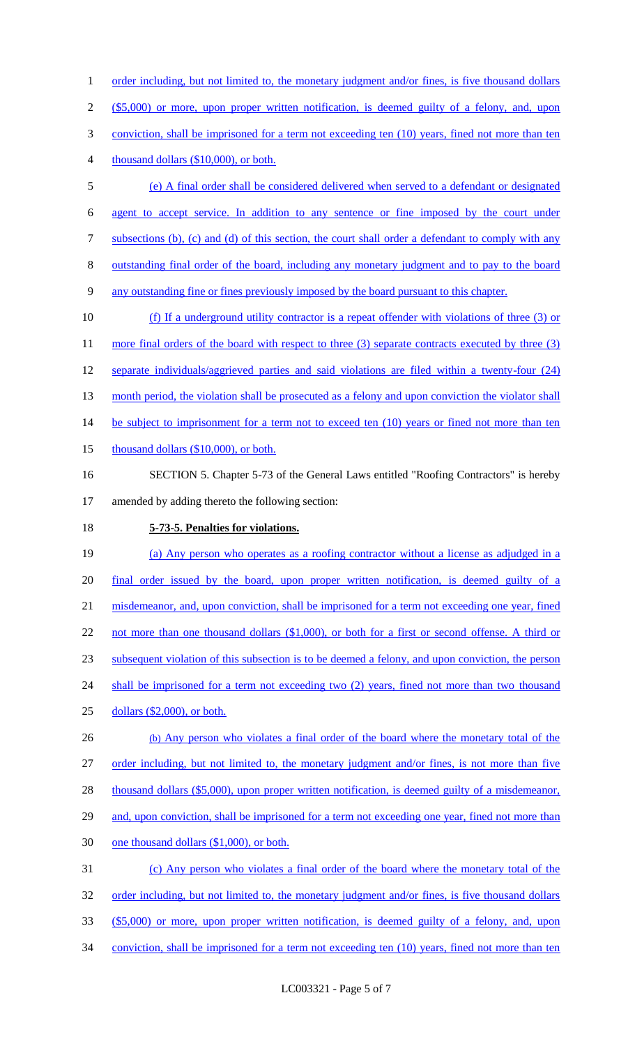order including, but not limited to, the monetary judgment and/or fines, is five thousand dollars ($5,000) or more, upon proper written notification, is deemed guilty of a felony, and, upon conviction, shall be imprisoned for a term not exceeding ten (10) years, fined not more than ten thousand dollars ($10,000), or both.

(e) A final order shall be considered delivered when served to a defendant or designated agent to accept service. In addition to any sentence or fine imposed by the court under subsections (b), (c) and (d) of this section, the court shall order a defendant to comply with any outstanding final order of the board, including any monetary judgment and to pay to the board any outstanding fine or fines previously imposed by the board pursuant to this chapter.

(f) If a underground utility contractor is a repeat offender with violations of three (3) or more final orders of the board with respect to three (3) separate contracts executed by three (3) separate individuals/aggrieved parties and said violations are filed within a twenty-four (24) month period, the violation shall be prosecuted as a felony and upon conviction the violator shall be subject to imprisonment for a term not to exceed ten (10) years or fined not more than ten thousand dollars ($10,000), or both.

SECTION 5. Chapter 5-73 of the General Laws entitled "Roofing Contractors" is hereby amended by adding thereto the following section:

**5-73-5. Penalties for violations.**

(a) Any person who operates as a roofing contractor without a license as adjudged in a final order issued by the board, upon proper written notification, is deemed guilty of a misdemeanor, and, upon conviction, shall be imprisoned for a term not exceeding one year, fined not more than one thousand dollars ($1,000), or both for a first or second offense. A third or subsequent violation of this subsection is to be deemed a felony, and upon conviction, the person shall be imprisoned for a term not exceeding two (2) years, fined not more than two thousand dollars ($2,000), or both.

(b) Any person who violates a final order of the board where the monetary total of the order including, but not limited to, the monetary judgment and/or fines, is not more than five thousand dollars ($5,000), upon proper written notification, is deemed guilty of a misdemeanor, and, upon conviction, shall be imprisoned for a term not exceeding one year, fined not more than one thousand dollars ($1,000), or both.

(c) Any person who violates a final order of the board where the monetary total of the order including, but not limited to, the monetary judgment and/or fines, is five thousand dollars ($5,000) or more, upon proper written notification, is deemed guilty of a felony, and, upon conviction, shall be imprisoned for a term not exceeding ten (10) years, fined not more than ten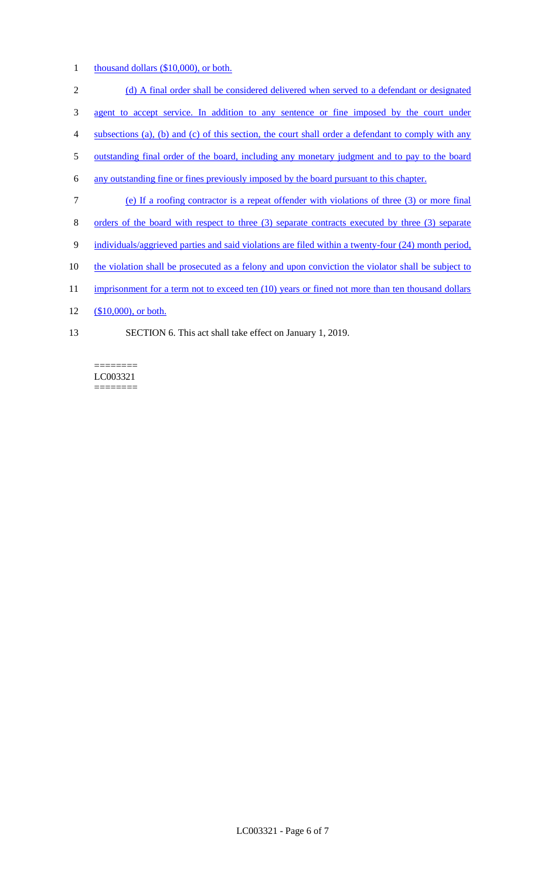thousand dollars ($10,000), or both.

(d) A final order shall be considered delivered when served to a defendant or designated agent to accept service. In addition to any sentence or fine imposed by the court under subsections (a), (b) and (c) of this section, the court shall order a defendant to comply with any outstanding final order of the board, including any monetary judgment and to pay to the board any outstanding fine or fines previously imposed by the board pursuant to this chapter.

(e) If a roofing contractor is a repeat offender with violations of three (3) or more final orders of the board with respect to three (3) separate contracts executed by three (3) separate individuals/aggrieved parties and said violations are filed within a twenty-four (24) month period, the violation shall be prosecuted as a felony and upon conviction the violator shall be subject to imprisonment for a term not to exceed ten (10) years or fined not more than ten thousand dollars ($10,000), or both.

SECTION 6. This act shall take effect on January 1, 2019.

========
LC003321
========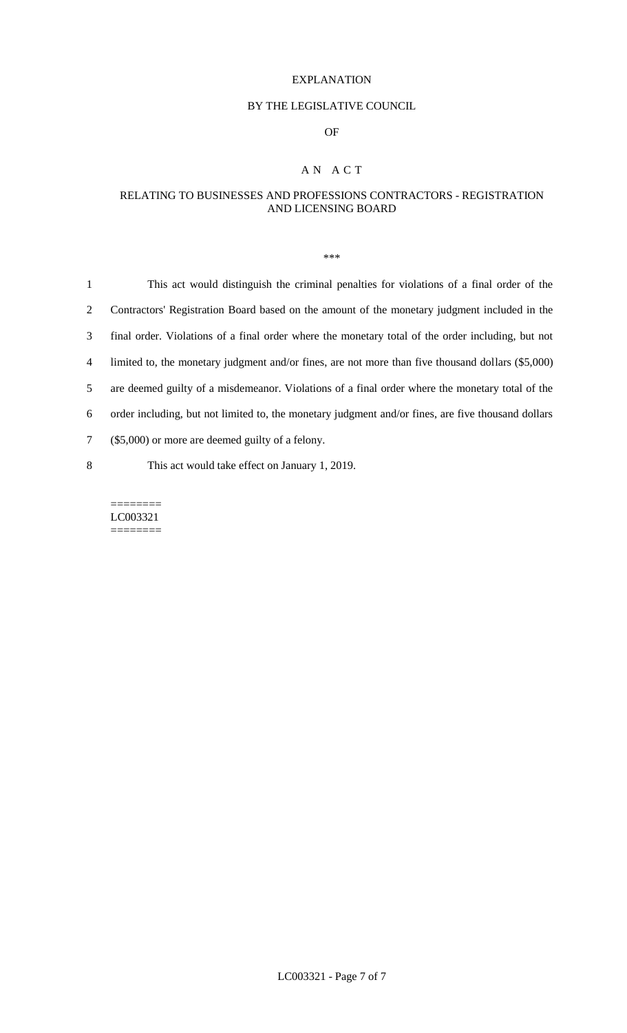EXPLANATION

BY THE LEGISLATIVE COUNCIL

OF

# A N A C T

RELATING TO BUSINESSES AND PROFESSIONS CONTRACTORS - REGISTRATION AND LICENSING BOARD

\*\*\*

This act would distinguish the criminal penalties for violations of a final order of the Contractors' Registration Board based on the amount of the monetary judgment included in the final order. Violations of a final order where the monetary total of the order including, but not limited to, the monetary judgment and/or fines, are not more than five thousand dollars ($5,000) are deemed guilty of a misdemeanor. Violations of a final order where the monetary total of the order including, but not limited to, the monetary judgment and/or fines, are five thousand dollars ($5,000) or more are deemed guilty of a felony.

This act would take effect on January 1, 2019.

========
LC003321
========